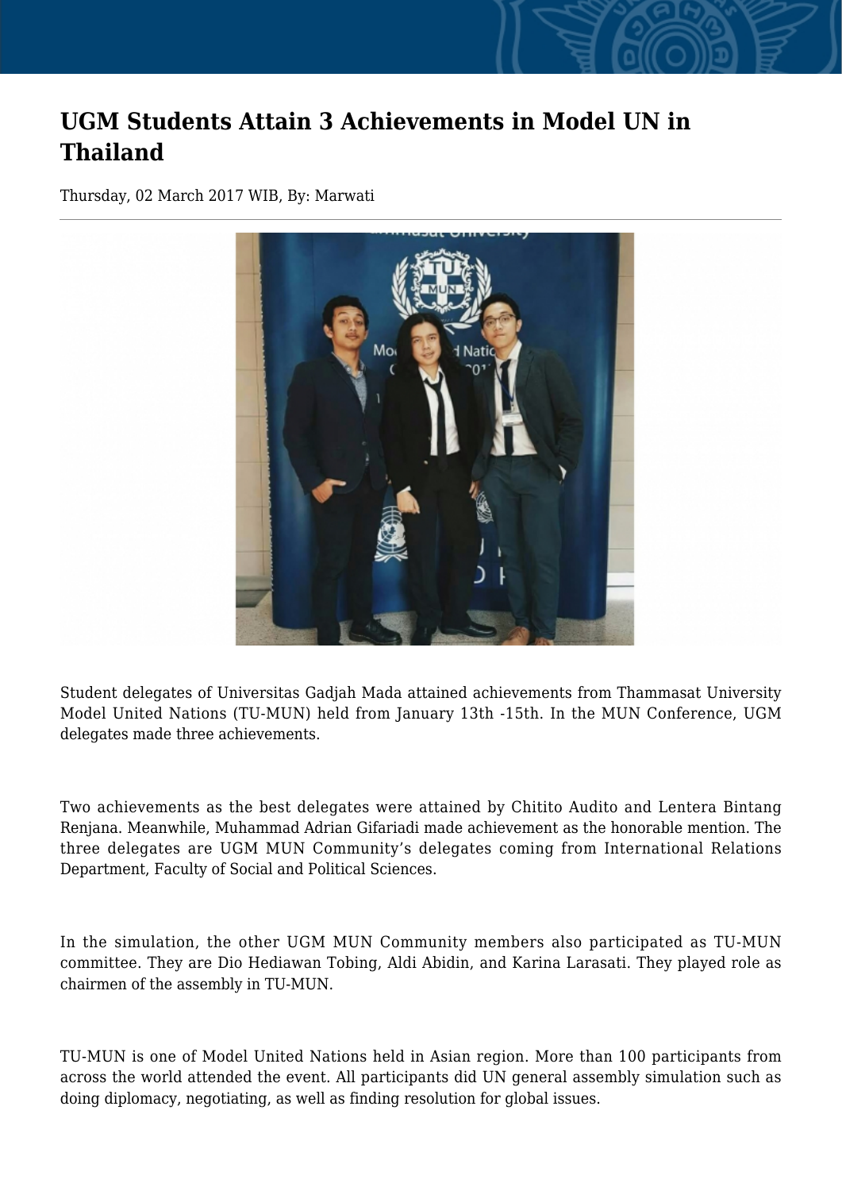# UGM Students Attain 3 Achievements in Model UN in Thailand

Thursday, 02 March 2017 WIB, By: Marwati

Student delegates of Universitas Gadjah Mada attained achievements from Thammasat University Model United Nations (TU-MUN) held from January 13th -15th. In the MUN Conference, UGM delegates made three achievements.

Two achievements as the best delegates were attained by Chitito Audito and Lentera Bintang Renjana. Meanwhile, Muhammad Adrian Gifariadi made achievement as the honorable mention. The three delegates are UGM MUN Community's delegates coming from International Relations Department, Faculty of Social and Political Sciences.

In the simulation, the other UGM MUN Community members also participated as TU-MUN committee. They are Dio Hediawan Tobing, Aldi Abidin, and Karina Larasati. They played role as chairmen of the assembly in TU-MUN.

TU-MUN is one of Model United Nations held in Asian region. More than 100 participants from across the world attended the event. All participants did UN general assembly simulation such as doing diplomacy, negotiating, as well as finding resolution for global issues.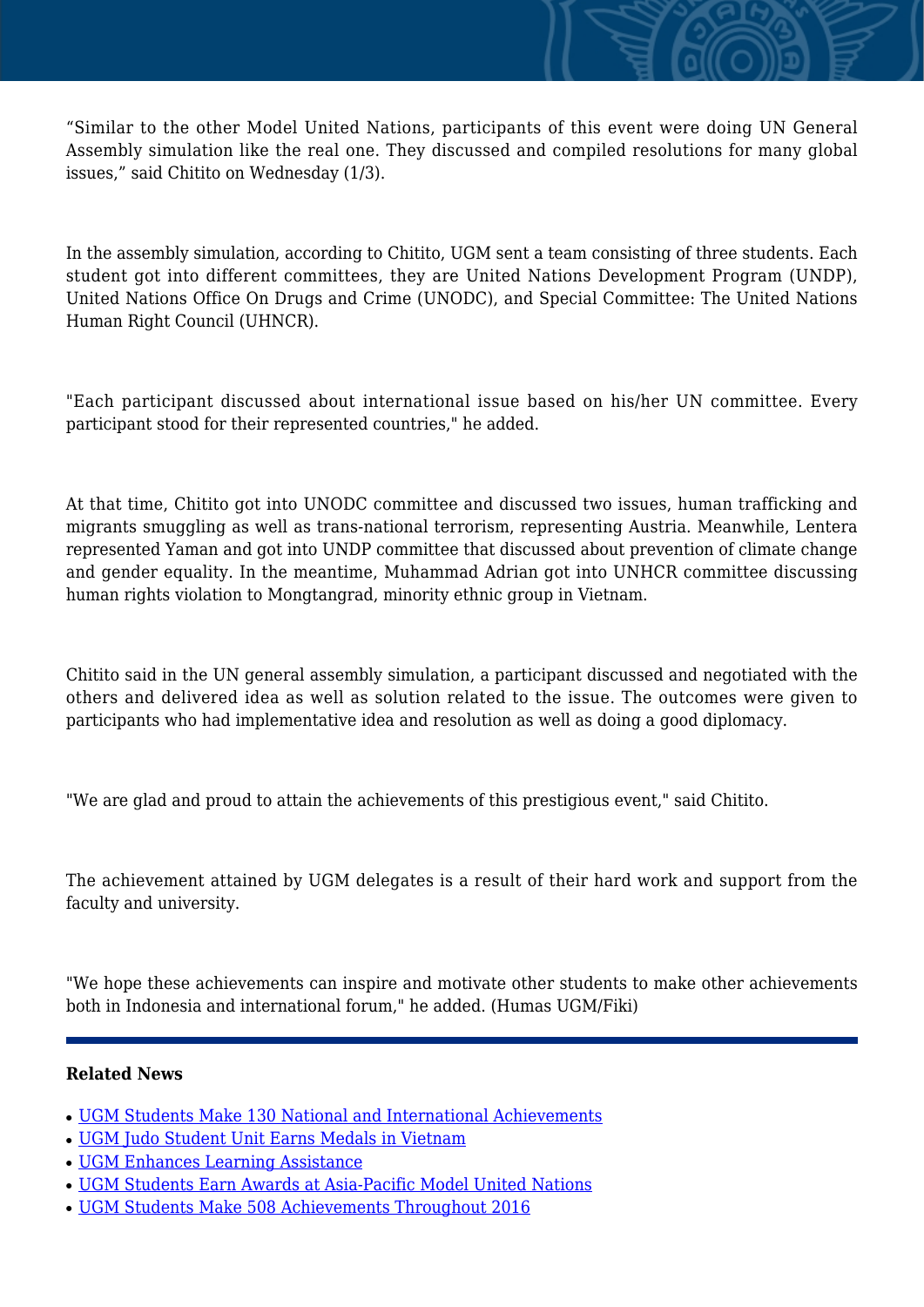“Similar to the other Model United Nations, participants of this event were doing UN General Assembly simulation like the real one. They discussed and compiled resolutions for many global issues,” said Chitito on Wednesday (1/3).

In the assembly simulation, according to Chitito, UGM sent a team consisting of three students. Each student got into different committees, they are United Nations Development Program (UNDP), United Nations Office On Drugs and Crime (UNODC), and Special Committee: The United Nations Human Right Council (UHNCR).

"Each participant discussed about international issue based on his/her UN committee. Every participant stood for their represented countries," he added.

At that time, Chitito got into UNODC committee and discussed two issues, human trafficking and migrants smuggling as well as trans-national terrorism, representing Austria. Meanwhile, Lentera represented Yaman and got into UNDP committee that discussed about prevention of climate change and gender equality. In the meantime, Muhammad Adrian got into UNHCR committee discussing human rights violation to Mongtangrad, minority ethnic group in Vietnam.

Chitito said in the UN general assembly simulation, a participant discussed and negotiated with the others and delivered idea as well as solution related to the issue. The outcomes were given to participants who had implementative idea and resolution as well as doing a good diplomacy.

"We are glad and proud to attain the achievements of this prestigious event," said Chitito.

The achievement attained by UGM delegates is a result of their hard work and support from the faculty and university.

"We hope these achievements can inspire and motivate other students to make other achievements both in Indonesia and international forum," he added. (Humas UGM/Fiki)

---

**Related News**

- UGM Students Make 130 National and International Achievements
- UGM Judo Student Unit Earns Medals in Vietnam
- UGM Enhances Learning Assistance
- UGM Students Earn Awards at Asia-Pacific Model United Nations
- UGM Students Make 508 Achievements Throughout 2016